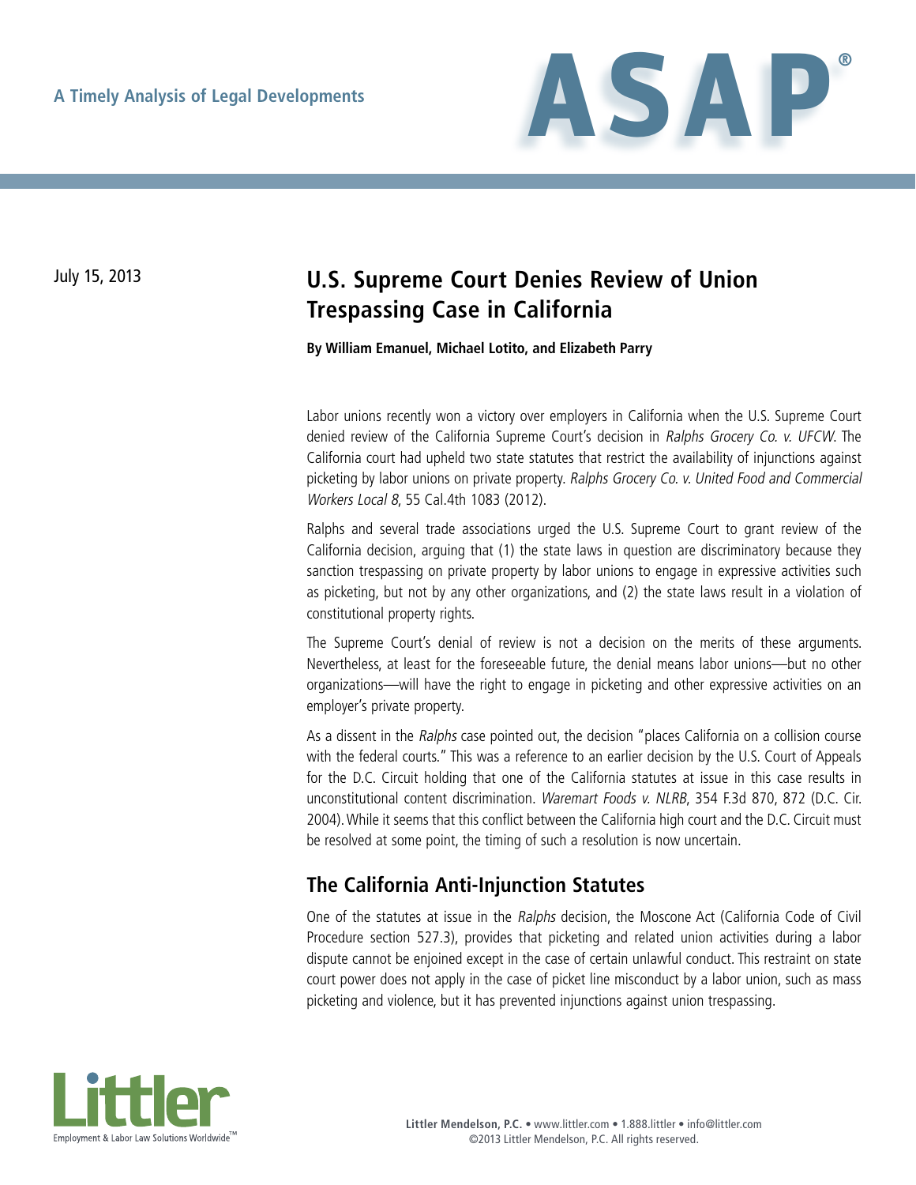A Timely Analysis of Legal Developments

# ASAP®

July 15, 2013

# U.S. Supreme Court Denies Review of Union Trespassing Case in California

**By William Emanuel, Michael Lotito, and Elizabeth Parry**

Labor unions recently won a victory over employers in California when the U.S. Supreme Court denied review of the California Supreme Court's decision in *Ralphs Grocery Co. v. UFCW*. The California court had upheld two state statutes that restrict the availability of injunctions against picketing by labor unions on private property. *Ralphs Grocery Co. v. United Food and Commercial Workers Local 8*, 55 Cal.4th 1083 (2012).

Ralphs and several trade associations urged the U.S. Supreme Court to grant review of the California decision, arguing that (1) the state laws in question are discriminatory because they sanction trespassing on private property by labor unions to engage in expressive activities such as picketing, but not by any other organizations, and (2) the state laws result in a violation of constitutional property rights.

The Supreme Court's denial of review is not a decision on the merits of these arguments. Nevertheless, at least for the foreseeable future, the denial means labor unions—but no other organizations—will have the right to engage in picketing and other expressive activities on an employer's private property.

As a dissent in the *Ralphs* case pointed out, the decision "places California on a collision course with the federal courts." This was a reference to an earlier decision by the U.S. Court of Appeals for the D.C. Circuit holding that one of the California statutes at issue in this case results in unconstitutional content discrimination. *Waremart Foods v. NLRB*, 354 F.3d 870, 872 (D.C. Cir. 2004). While it seems that this conflict between the California high court and the D.C. Circuit must be resolved at some point, the timing of such a resolution is now uncertain.

## The California Anti-Injunction Statutes

One of the statutes at issue in the *Ralphs* decision, the Moscone Act (California Code of Civil Procedure section 527.3), provides that picketing and related union activities during a labor dispute cannot be enjoined except in the case of certain unlawful conduct. This restraint on state court power does not apply in the case of picket line misconduct by a labor union, such as mass picketing and violence, but it has prevented injunctions against union trespassing.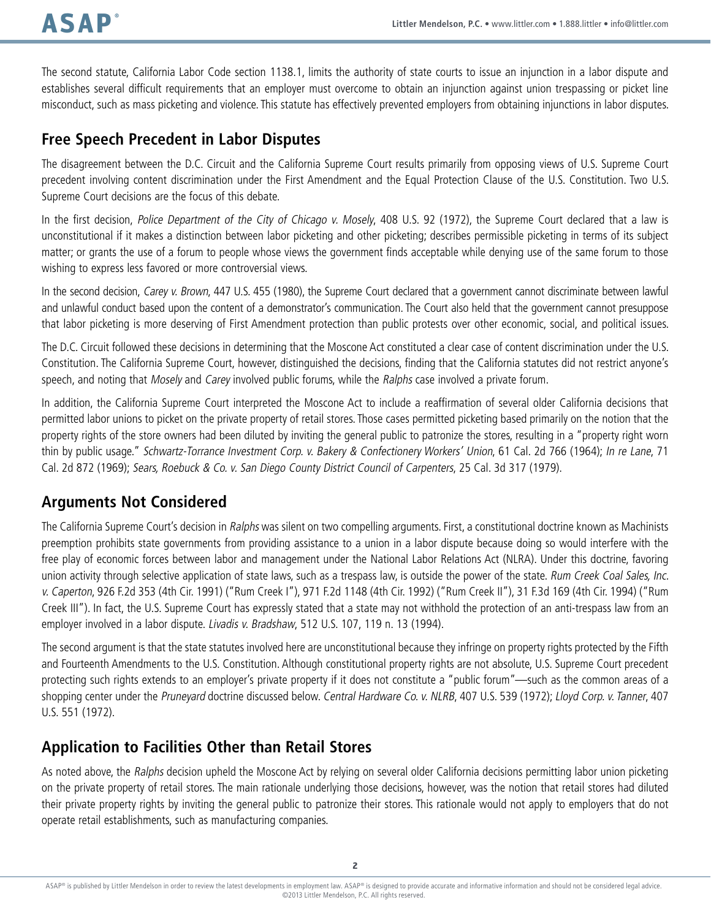The second statute, California Labor Code section 1138.1, limits the authority of state courts to issue an injunction in a labor dispute and establishes several difficult requirements that an employer must overcome to obtain an injunction against union trespassing or picket line misconduct, such as mass picketing and violence. This statute has effectively prevented employers from obtaining injunctions in labor disputes.

## Free Speech Precedent in Labor Disputes

The disagreement between the D.C. Circuit and the California Supreme Court results primarily from opposing views of U.S. Supreme Court precedent involving content discrimination under the First Amendment and the Equal Protection Clause of the U.S. Constitution. Two U.S. Supreme Court decisions are the focus of this debate.

In the first decision, *Police Department of the City of Chicago v. Mosely*, 408 U.S. 92 (1972), the Supreme Court declared that a law is unconstitutional if it makes a distinction between labor picketing and other picketing; describes permissible picketing in terms of its subject matter; or grants the use of a forum to people whose views the government finds acceptable while denying use of the same forum to those wishing to express less favored or more controversial views.

In the second decision, *Carey v. Brown*, 447 U.S. 455 (1980), the Supreme Court declared that a government cannot discriminate between lawful and unlawful conduct based upon the content of a demonstrator's communication. The Court also held that the government cannot presuppose that labor picketing is more deserving of First Amendment protection than public protests over other economic, social, and political issues.

The D.C. Circuit followed these decisions in determining that the Moscone Act constituted a clear case of content discrimination under the U.S. Constitution. The California Supreme Court, however, distinguished the decisions, finding that the California statutes did not restrict anyone's speech, and noting that *Mosely* and *Carey* involved public forums, while the *Ralphs* case involved a private forum.

In addition, the California Supreme Court interpreted the Moscone Act to include a reaffirmation of several older California decisions that permitted labor unions to picket on the private property of retail stores. Those cases permitted picketing based primarily on the notion that the property rights of the store owners had been diluted by inviting the general public to patronize the stores, resulting in a "property right worn thin by public usage." *Schwartz-Torrance Investment Corp. v. Bakery & Confectionery Workers' Union*, 61 Cal. 2d 766 (1964); *In re Lane*, 71 Cal. 2d 872 (1969); *Sears, Roebuck & Co. v. San Diego County District Council of Carpenters*, 25 Cal. 3d 317 (1979).

## Arguments Not Considered

The California Supreme Court's decision in *Ralphs* was silent on two compelling arguments. First, a constitutional doctrine known as Machinists preemption prohibits state governments from providing assistance to a union in a labor dispute because doing so would interfere with the free play of economic forces between labor and management under the National Labor Relations Act (NLRA). Under this doctrine, favoring union activity through selective application of state laws, such as a trespass law, is outside the power of the state. *Rum Creek Coal Sales, Inc. v. Caperton*, 926 F.2d 353 (4th Cir. 1991) ("Rum Creek I"), 971 F.2d 1148 (4th Cir. 1992) ("Rum Creek II"), 31 F.3d 169 (4th Cir. 1994) ("Rum Creek III"). In fact, the U.S. Supreme Court has expressly stated that a state may not withhold the protection of an anti-trespass law from an employer involved in a labor dispute. *Livadis v. Bradshaw*, 512 U.S. 107, 119 n. 13 (1994).

The second argument is that the state statutes involved here are unconstitutional because they infringe on property rights protected by the Fifth and Fourteenth Amendments to the U.S. Constitution. Although constitutional property rights are not absolute, U.S. Supreme Court precedent protecting such rights extends to an employer's private property if it does not constitute a "public forum"—such as the common areas of a shopping center under the *Pruneyard* doctrine discussed below. *Central Hardware Co. v. NLRB*, 407 U.S. 539 (1972); *Lloyd Corp. v. Tanner*, 407 U.S. 551 (1972).

## Application to Facilities Other than Retail Stores

As noted above, the *Ralphs* decision upheld the Moscone Act by relying on several older California decisions permitting labor union picketing on the private property of retail stores. The main rationale underlying those decisions, however, was the notion that retail stores had diluted their private property rights by inviting the general public to patronize their stores. This rationale would not apply to employers that do not operate retail establishments, such as manufacturing companies.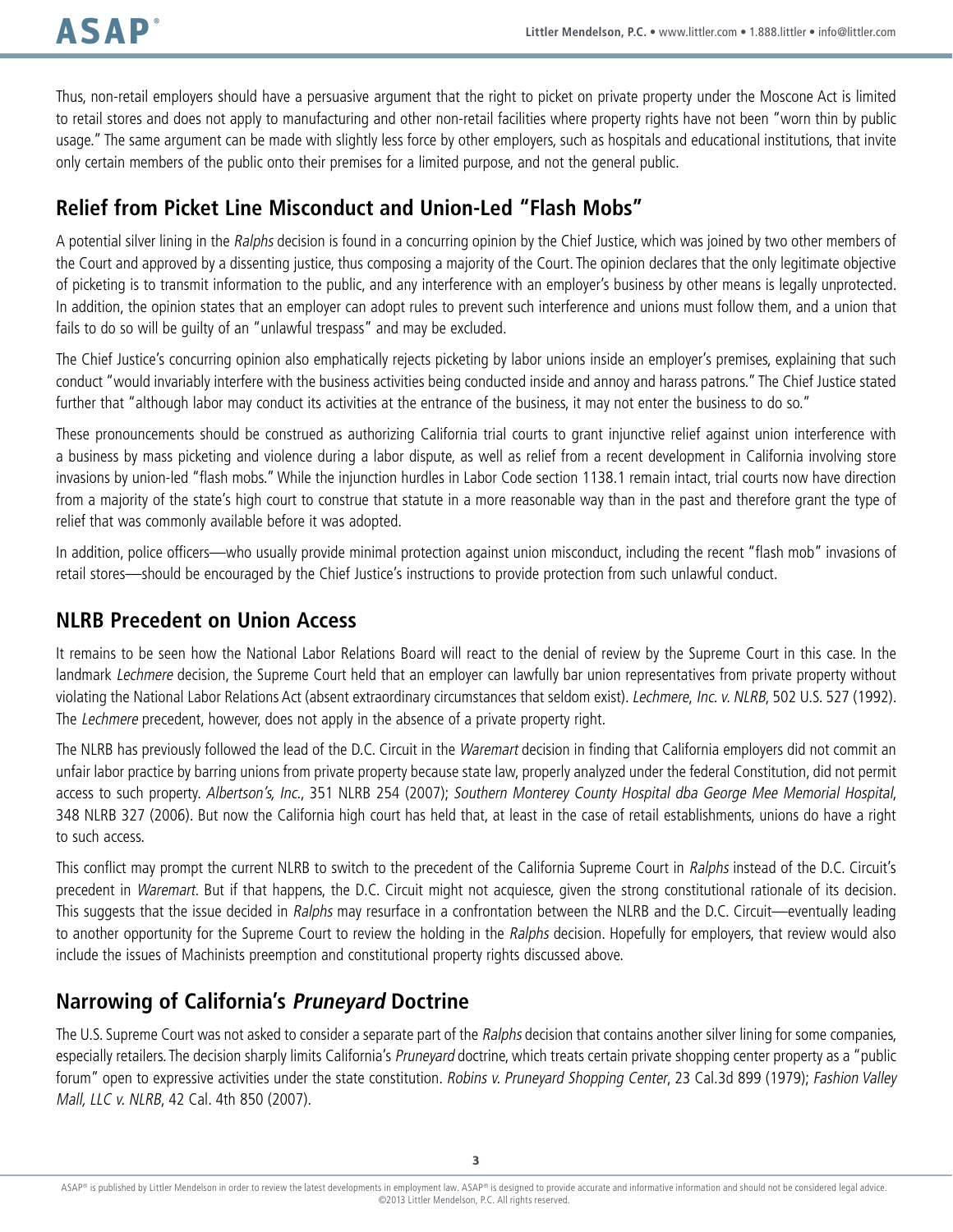Thus, non-retail employers should have a persuasive argument that the right to picket on private property under the Moscone Act is limited to retail stores and does not apply to manufacturing and other non-retail facilities where property rights have not been "worn thin by public usage." The same argument can be made with slightly less force by other employers, such as hospitals and educational institutions, that invite only certain members of the public onto their premises for a limited purpose, and not the general public.

## Relief from Picket Line Misconduct and Union-Led "Flash Mobs"

A potential silver lining in the *Ralphs* decision is found in a concurring opinion by the Chief Justice, which was joined by two other members of the Court and approved by a dissenting justice, thus composing a majority of the Court. The opinion declares that the only legitimate objective of picketing is to transmit information to the public, and any interference with an employer's business by other means is legally unprotected. In addition, the opinion states that an employer can adopt rules to prevent such interference and unions must follow them, and a union that fails to do so will be guilty of an "unlawful trespass" and may be excluded.

The Chief Justice's concurring opinion also emphatically rejects picketing by labor unions inside an employer's premises, explaining that such conduct "would invariably interfere with the business activities being conducted inside and annoy and harass patrons." The Chief Justice stated further that "although labor may conduct its activities at the entrance of the business, it may not enter the business to do so."

These pronouncements should be construed as authorizing California trial courts to grant injunctive relief against union interference with a business by mass picketing and violence during a labor dispute, as well as relief from a recent development in California involving store invasions by union-led "flash mobs." While the injunction hurdles in Labor Code section 1138.1 remain intact, trial courts now have direction from a majority of the state's high court to construe that statute in a more reasonable way than in the past and therefore grant the type of relief that was commonly available before it was adopted.

In addition, police officers—who usually provide minimal protection against union misconduct, including the recent "flash mob" invasions of retail stores—should be encouraged by the Chief Justice's instructions to provide protection from such unlawful conduct.

## NLRB Precedent on Union Access

It remains to be seen how the National Labor Relations Board will react to the denial of review by the Supreme Court in this case. In the landmark *Lechmere* decision, the Supreme Court held that an employer can lawfully bar union representatives from private property without violating the National Labor Relations Act (absent extraordinary circumstances that seldom exist). *Lechmere, Inc. v. NLRB*, 502 U.S. 527 (1992). The *Lechmere* precedent, however, does not apply in the absence of a private property right.

The NLRB has previously followed the lead of the D.C. Circuit in the *Waremart* decision in finding that California employers did not commit an unfair labor practice by barring unions from private property because state law, properly analyzed under the federal Constitution, did not permit access to such property. *Albertson's, Inc.*, 351 NLRB 254 (2007); *Southern Monterey County Hospital dba George Mee Memorial Hospital*, 348 NLRB 327 (2006). But now the California high court has held that, at least in the case of retail establishments, unions do have a right to such access.

This conflict may prompt the current NLRB to switch to the precedent of the California Supreme Court in *Ralphs* instead of the D.C. Circuit's precedent in *Waremart*. But if that happens, the D.C. Circuit might not acquiesce, given the strong constitutional rationale of its decision. This suggests that the issue decided in *Ralphs* may resurface in a confrontation between the NLRB and the D.C. Circuit—eventually leading to another opportunity for the Supreme Court to review the holding in the *Ralphs* decision. Hopefully for employers, that review would also include the issues of Machinists preemption and constitutional property rights discussed above.

## Narrowing of California's *Pruneyard* Doctrine

The U.S. Supreme Court was not asked to consider a separate part of the *Ralphs* decision that contains another silver lining for some companies, especially retailers. The decision sharply limits California's *Pruneyard* doctrine, which treats certain private shopping center property as a "public forum" open to expressive activities under the state constitution. *Robins v. Pruneyard Shopping Center*, 23 Cal.3d 899 (1979); *Fashion Valley Mall, LLC v. NLRB*, 42 Cal. 4th 850 (2007).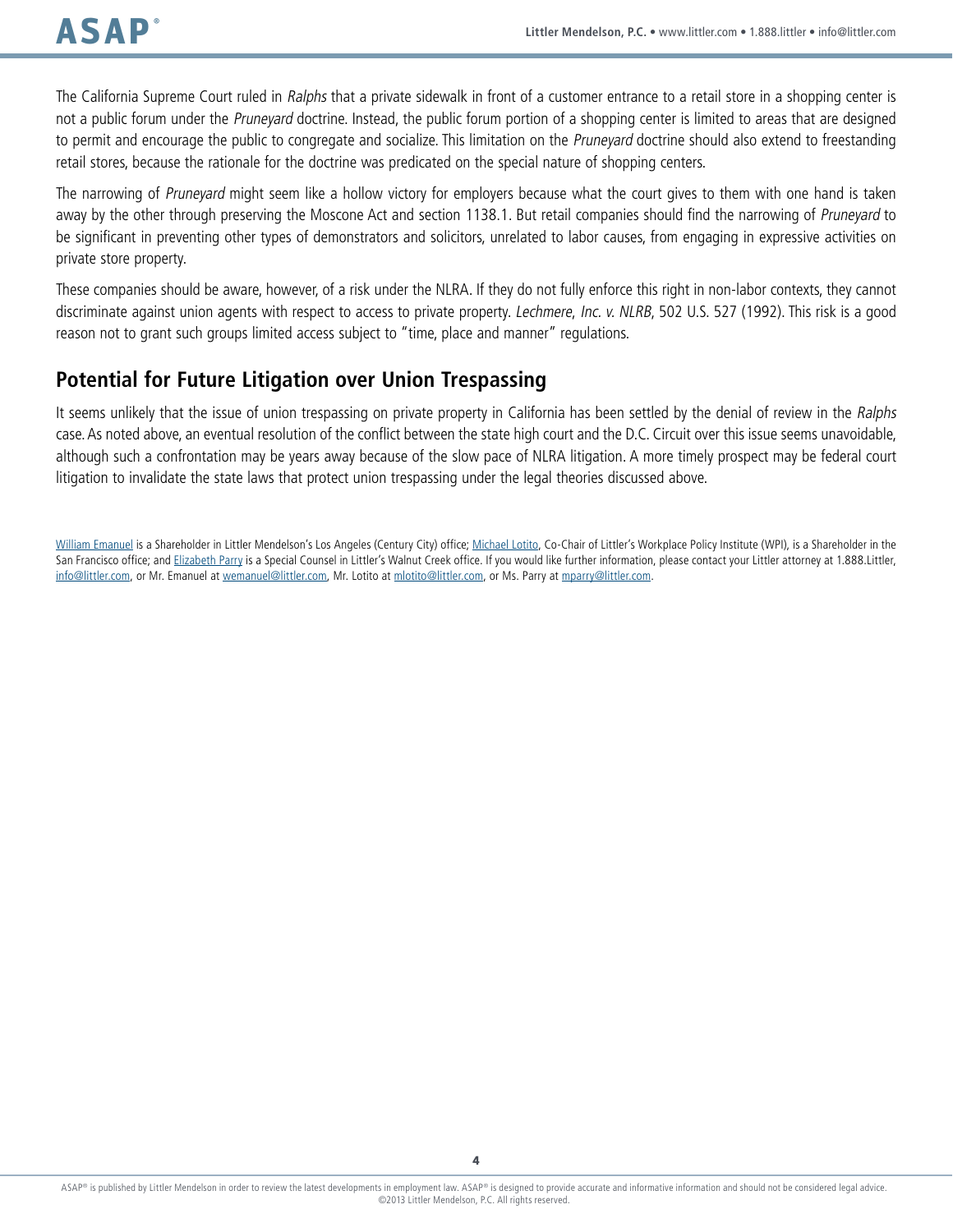The California Supreme Court ruled in *Ralphs* that a private sidewalk in front of a customer entrance to a retail store in a shopping center is not a public forum under the *Pruneyard* doctrine. Instead, the public forum portion of a shopping center is limited to areas that are designed to permit and encourage the public to congregate and socialize. This limitation on the *Pruneyard* doctrine should also extend to freestanding retail stores, because the rationale for the doctrine was predicated on the special nature of shopping centers.

The narrowing of *Pruneyard* might seem like a hollow victory for employers because what the court gives to them with one hand is taken away by the other through preserving the Moscone Act and section 1138.1. But retail companies should find the narrowing of *Pruneyard* to be significant in preventing other types of demonstrators and solicitors, unrelated to labor causes, from engaging in expressive activities on private store property.

These companies should be aware, however, of a risk under the NLRA. If they do not fully enforce this right in non-labor contexts, they cannot discriminate against union agents with respect to access to private property. *Lechmere, Inc. v. NLRB*, 502 U.S. 527 (1992). This risk is a good reason not to grant such groups limited access subject to "time, place and manner" regulations.

## Potential for Future Litigation over Union Trespassing

It seems unlikely that the issue of union trespassing on private property in California has been settled by the denial of review in the *Ralphs* case. As noted above, an eventual resolution of the conflict between the state high court and the D.C. Circuit over this issue seems unavoidable, although such a confrontation may be years away because of the slow pace of NLRA litigation. A more timely prospect may be federal court litigation to invalidate the state laws that protect union trespassing under the legal theories discussed above.

William Emanuel is a Shareholder in Littler Mendelson's Los Angeles (Century City) office; Michael Lotito, Co-Chair of Littler's Workplace Policy Institute (WPI), is a Shareholder in the San Francisco office; and Elizabeth Parry is a Special Counsel in Littler's Walnut Creek office. If you would like further information, please contact your Littler attorney at 1.888.Littler, info@littler.com, or Mr. Emanuel at wemanuel@littler.com, Mr. Lotito at mlotito@littler.com, or Ms. Parry at mparry@littler.com.

ASAP® is published by Littler Mendelson in order to review the latest developments in employment law. ASAP® is designed to provide accurate and informative information and should not be considered legal advice. ©2013 Littler Mendelson, P.C. All rights reserved.